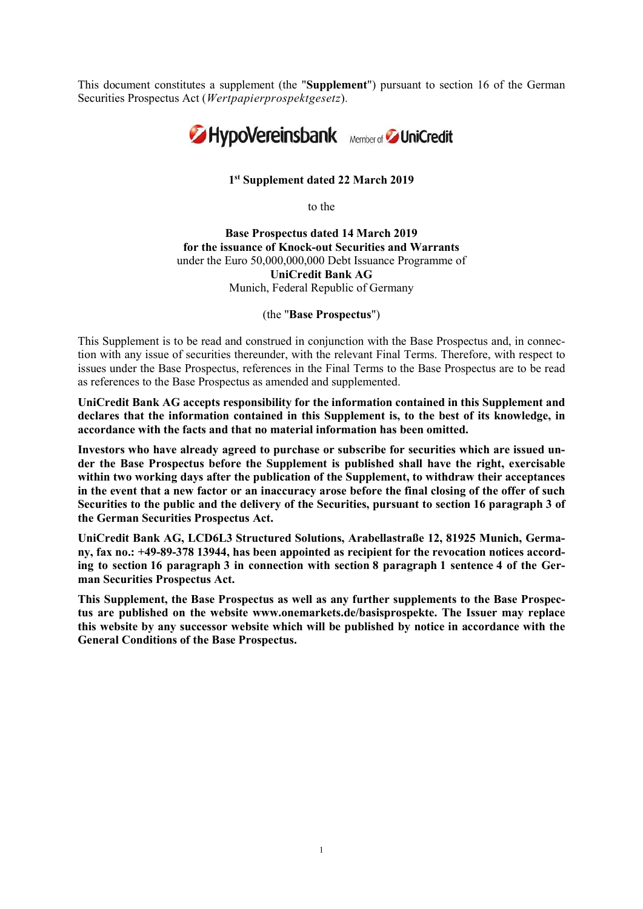This document constitutes a supplement (the "**Supplement**") pursuant to section 16 of the German Securities Prospectus Act (*Wertpapierprospektgesetz*).

HypoVereinsbank Member of UniCredit

**1st Supplement dated 22 March 2019**

to the

**Base Prospectus dated 14 March 2019**
**for the issuance of Knock-out Securities and Warrants**
under the Euro 50,000,000,000 Debt Issuance Programme of
**UniCredit Bank AG**
Munich, Federal Republic of Germany

(the "**Base Prospectus**")

This Supplement is to be read and construed in conjunction with the Base Prospectus and, in connection with any issue of securities thereunder, with the relevant Final Terms. Therefore, with respect to issues under the Base Prospectus, references in the Final Terms to the Base Prospectus are to be read as references to the Base Prospectus as amended and supplemented.

**UniCredit Bank AG accepts responsibility for the information contained in this Supplement and declares that the information contained in this Supplement is, to the best of its knowledge, in accordance with the facts and that no material information has been omitted.**

**Investors who have already agreed to purchase or subscribe for securities which are issued under the Base Prospectus before the Supplement is published shall have the right, exercisable within two working days after the publication of the Supplement, to withdraw their acceptances in the event that a new factor or an inaccuracy arose before the final closing of the offer of such Securities to the public and the delivery of the Securities, pursuant to section 16 paragraph 3 of the German Securities Prospectus Act.**

**UniCredit Bank AG, LCD6L3 Structured Solutions, Arabellastraße 12, 81925 Munich, Germany, fax no.: +49-89-378 13944, has been appointed as recipient for the revocation notices according to section 16 paragraph 3 in connection with section 8 paragraph 1 sentence 4 of the German Securities Prospectus Act.**

**This Supplement, the Base Prospectus as well as any further supplements to the Base Prospectus are published on the website www.onemarkets.de/basisprospekte. The Issuer may replace this website by any successor website which will be published by notice in accordance with the General Conditions of the Base Prospectus.**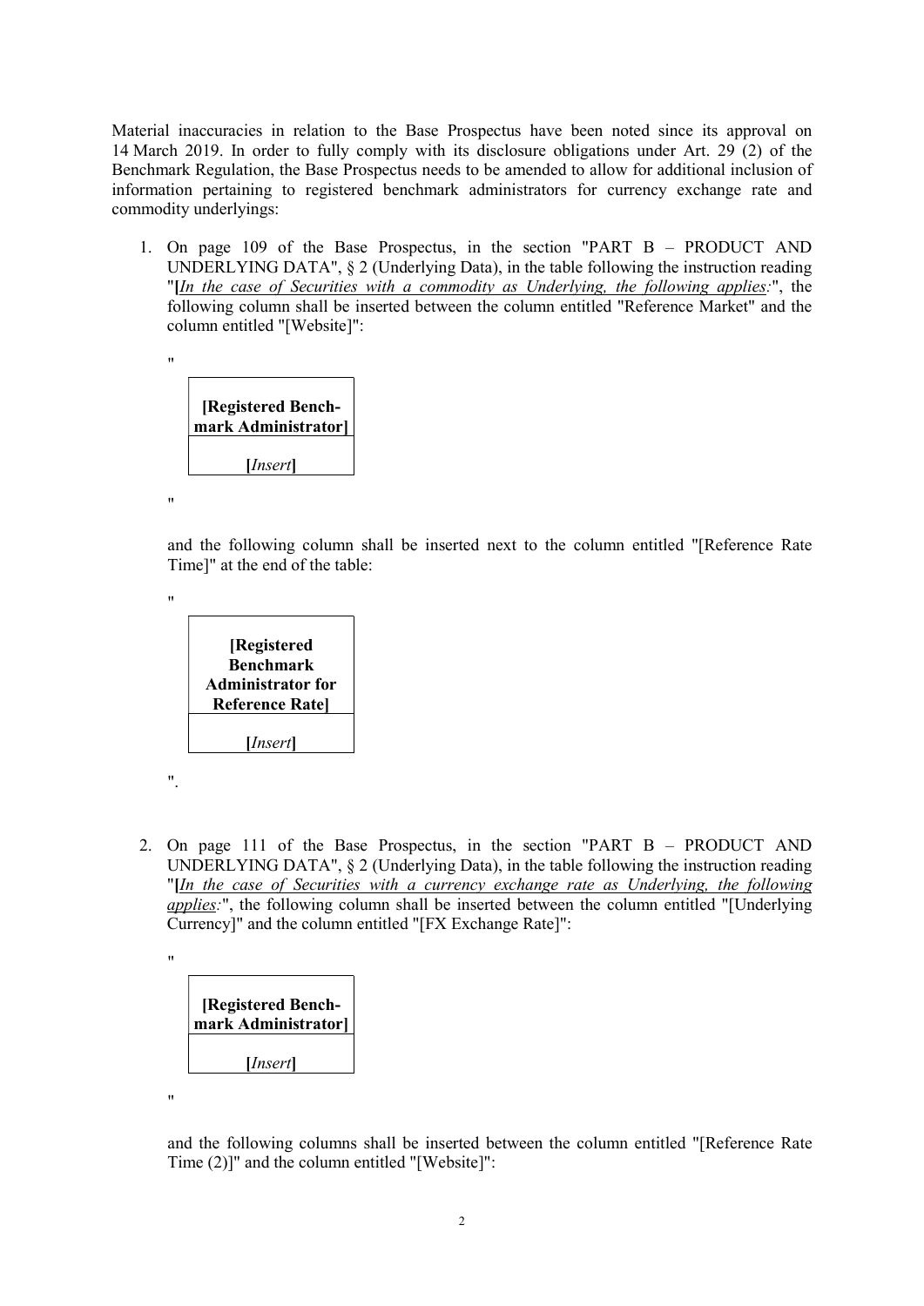Material inaccuracies in relation to the Base Prospectus have been noted since its approval on 14 March 2019. In order to fully comply with its disclosure obligations under Art. 29 (2) of the Benchmark Regulation, the Base Prospectus needs to be amended to allow for additional inclusion of information pertaining to registered benchmark administrators for currency exchange rate and commodity underlyings:

1. On page 109 of the Base Prospectus, in the section "PART B – PRODUCT AND UNDERLYING DATA", § 2 (Underlying Data), in the table following the instruction reading "**[***In the case of Securities with a commodity as Underlying, the following applies:*", the following column shall be inserted between the column entitled "Reference Market" and the column entitled "[Website]":

   "

   | **[Registered Benchmark Administrator]** |
   |---|
   | **[***Insert***]** |

   "

   and the following column shall be inserted next to the column entitled "[Reference Rate Time]" at the end of the table:

   "

   | **[Registered Benchmark Administrator for Reference Rate]** |
   |---|
   | **[***Insert***]** |

   ".

2. On page 111 of the Base Prospectus, in the section "PART B – PRODUCT AND UNDERLYING DATA", § 2 (Underlying Data), in the table following the instruction reading "**[***In the case of Securities with a currency exchange rate as Underlying, the following applies:*", the following column shall be inserted between the column entitled "[Underlying Currency]" and the column entitled "[FX Exchange Rate]":

   "

   | **[Registered Benchmark Administrator]** |
   |---|
   | **[***Insert***]** |

   "

   and the following columns shall be inserted between the column entitled "[Reference Rate Time (2)]" and the column entitled "[Website]":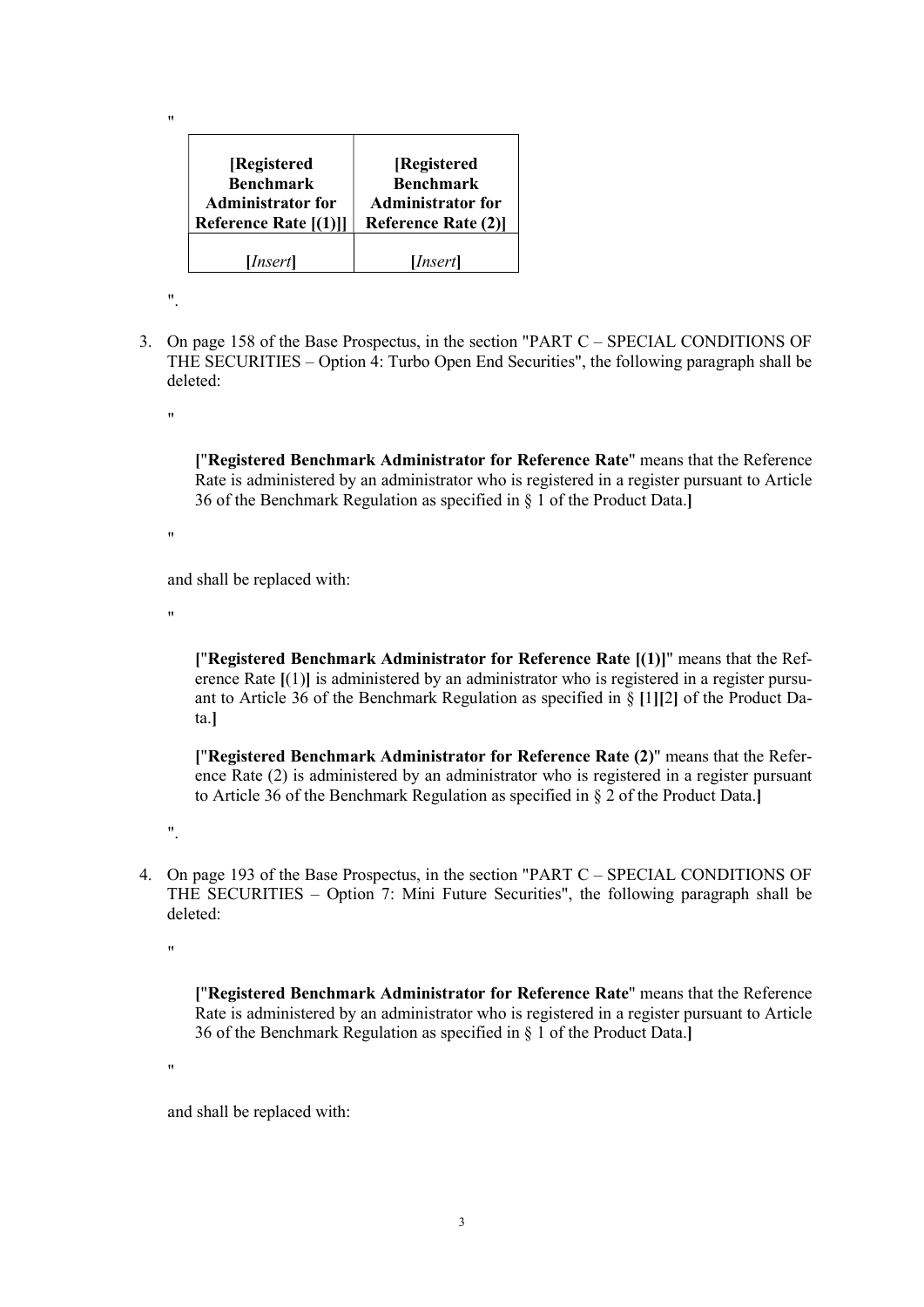"

| [Registered Benchmark Administrator for Reference Rate [(1)]] | [Registered Benchmark Administrator for Reference Rate (2)] |
|---|---|
| [*Insert*] | [*Insert*] |

".

3. On page 158 of the Base Prospectus, in the section "PART C – SPECIAL CONDITIONS OF THE SECURITIES – Option 4: Turbo Open End Securities", the following paragraph shall be deleted:

   "

   **[**"**Registered Benchmark Administrator for Reference Rate**" means that the Reference Rate is administered by an administrator who is registered in a register pursuant to Article 36 of the Benchmark Regulation as specified in § 1 of the Product Data.**]**

   "

   and shall be replaced with:

   "

   **[**"**Registered Benchmark Administrator for Reference Rate [(1)]**" means that the Reference Rate **[**(1)**]** is administered by an administrator who is registered in a register pursuant to Article 36 of the Benchmark Regulation as specified in § **[**1**][**2**]** of the Product Data.**]**

   **[**"**Registered Benchmark Administrator for Reference Rate (2)**" means that the Reference Rate (2) is administered by an administrator who is registered in a register pursuant to Article 36 of the Benchmark Regulation as specified in § 2 of the Product Data.**]**

   ".

4. On page 193 of the Base Prospectus, in the section "PART C – SPECIAL CONDITIONS OF THE SECURITIES – Option 7: Mini Future Securities", the following paragraph shall be deleted:

   "

   **[**"**Registered Benchmark Administrator for Reference Rate**" means that the Reference Rate is administered by an administrator who is registered in a register pursuant to Article 36 of the Benchmark Regulation as specified in § 1 of the Product Data.**]**

   "

   and shall be replaced with: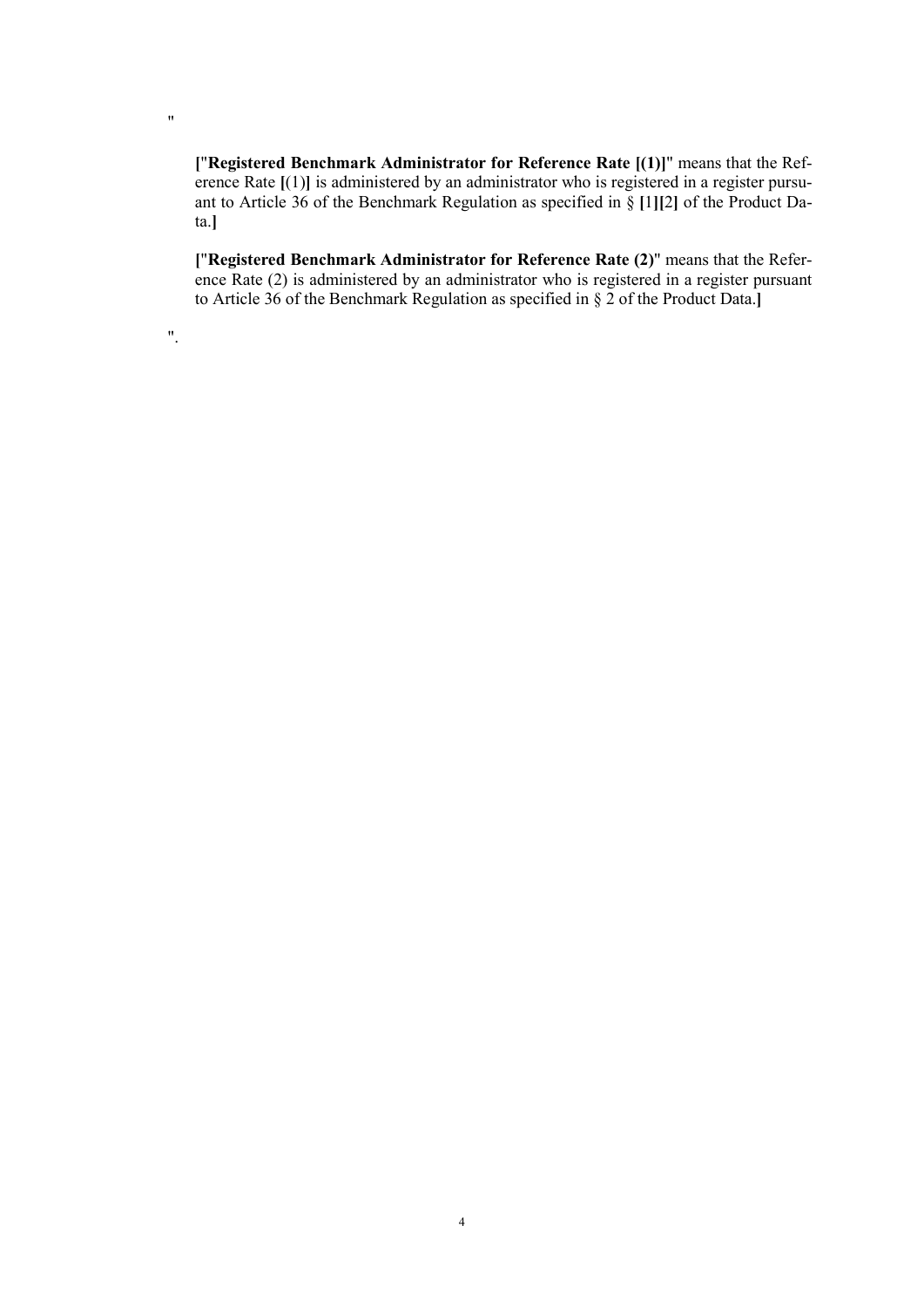"

**[**"**Registered Benchmark Administrator for Reference Rate [(1)]**" means that the Reference Rate **[**(1)**]** is administered by an administrator who is registered in a register pursuant to Article 36 of the Benchmark Regulation as specified in § **[**1**][**2**]** of the Product Data.**]**

**[**"**Registered Benchmark Administrator for Reference Rate (2)**" means that the Reference Rate (2) is administered by an administrator who is registered in a register pursuant to Article 36 of the Benchmark Regulation as specified in § 2 of the Product Data.**]**

".